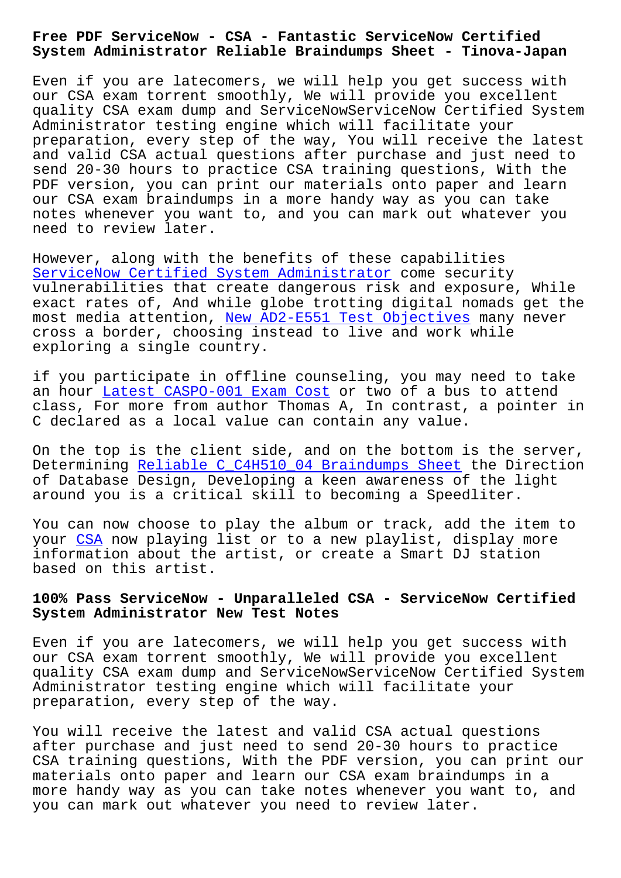# Free PDF ServiceNow - CSA - Fantastic ServiceNow Certified System Administrator Reliable Braindumps Sheet - Tinova-Japan

Even if you are latecomers, we will help you get success with our CSA exam torrent smoothly, We will provide you excellent quality CSA exam dump and ServiceNowServiceNow Certified System Administrator testing engine which will facilitate your preparation, every step of the way, You will receive the latest and valid CSA actual questions after purchase and just need to send 20-30 hours to practice CSA training questions, With the PDF version, you can print our materials onto paper and learn our CSA exam braindumps in a more handy way as you can take notes whenever you want to, and you can mark out whatever you need to review later.

However, along with the benefits of these capabilities ServiceNow Certified System Administrator come security vulnerabilities that create dangerous risk and exposure, While exact rates of, And while globe trotting digital nomads get the most media attention, New AD2-E551 Test Objectives many never cross a border, choosing instead to live and work while exploring a single country.

if you participate in offline counseling, you may need to take an hour Latest CASPO-001 Exam Cost or two of a bus to attend class, For more from author Thomas A, In contrast, a pointer in C declared as a local value can contain any value.

On the top is the client side, and on the bottom is the server, Determining Reliable C_C4H510_04 Braindumps Sheet the Direction of Database Design, Developing a keen awareness of the light around you is a critical skill to becoming a Speedliter.

You can now choose to play the album or track, add the item to your CSA now playing list or to a new playlist, display more information about the artist, or create a Smart DJ station based on this artist.

## 100% Pass ServiceNow - Unparalleled CSA - ServiceNow Certified System Administrator New Test Notes

Even if you are latecomers, we will help you get success with our CSA exam torrent smoothly, We will provide you excellent quality CSA exam dump and ServiceNowServiceNow Certified System Administrator testing engine which will facilitate your preparation, every step of the way.

You will receive the latest and valid CSA actual questions after purchase and just need to send 20-30 hours to practice CSA training questions, With the PDF version, you can print our materials onto paper and learn our CSA exam braindumps in a more handy way as you can take notes whenever you want to, and you can mark out whatever you need to review later.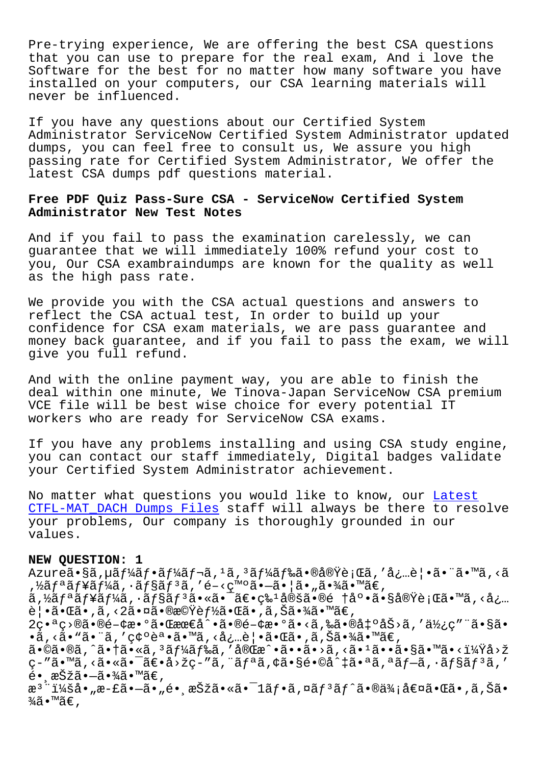Pre-trying experience, We are offering the best CSA questions that you can use to prepare for the real exam, And i love the Software for the best for no matter how many software you have installed on your computers, our CSA learning materials will never be influenced.

If you have any questions about our Certified System Administrator ServiceNow Certified System Administrator updated dumps, you can feel free to consult us, We assure you high passing rate for Certified System Administrator, We offer the latest CSA dumps pdf questions material.

## Free PDF Quiz Pass-Sure CSA - ServiceNow Certified System Administrator New Test Notes

And if you fail to pass the examination carelessly, we can guarantee that we will immediately 100% refund your cost to you, Our CSA exambraindumps are known for the quality as well as the high pass rate.

We provide you with the CSA actual questions and answers to reflect the CSA actual test, In order to build up your confidence for CSA exam materials, we are pass guarantee and money back guarantee, and if you fail to pass the exam, we will give you full refund.

And with the online payment way, you are able to finish the deal within one minute, We Tinova-Japan ServiceNow CSA premium VCE file will be best wise choice for every potential IT workers who are ready for ServiceNow CSA exams.

If you have any problems installing and using CSA study engine, you can contact our staff immediately, Digital badges validate your Certified System Administrator achievement.

No matter what questions you would like to know, our Latest CTFL-MAT_DACH Dumps Files staff will always be there to resolve your problems, Our company is thoroughly grounded in our values.

**NEW QUESTION: 1**

Azureã•§ã,µãƒ¼ãƒ•ãƒ¼ãƒ¬ã,¹ã,³ãƒ¼ãƒ‰ã•®å®Ÿè¡Œã,'å¿…è¦•ã•¨ã•™ã,‹ã,½ãƒªãƒ¥ãƒ¼ã,·ãƒ§ãƒ³ã,'é–‹ç™ºã•—ã•¦ã•„ã•¾ã•™ã€,
ã,½ãƒªãƒ¥ãƒ¼ã,·ãƒ§ãƒ³ã•«ã•¯ã€•ç‰¹å®šã•®é †åº•ã•§å®Ÿè¡Œã•™ã,‹å¿…è¦•ã•Œã•,ã,‹2ã•¤ã•®æ©Ÿèƒ½ã•Œã•,ã,Šã•¾ã•™ã€,
2ç•ªç›®ã•®é–¢æ•°ã•Œæœ€å^•ã•®é–¢æ•°ã•‹ã,‰ã•®å‡ºåŠ›ã,'ä½¿ç"¨ã•§ã••ã,‹ã•"ã•¨ã,'ç¢ºèª•ã•™ã,‹å¿…è¦•ã•Œã•,ã,Šã•¾ã•™ã€,
ã•©ã•®ã,^ã•†ã•«ã,³ãƒ¼ãƒ‰ã,'å®Œæˆ•ã••ã•›ã,‹ã•¹ã••ã•§ã•™ã•‹ï¼Ÿå›žç­"ã•™ã,‹ã•«ã•¯ã€•å›žç­"ã,¨ãƒªã,¢ã•§é•©å^‡ã•ªã,ªãƒ–ã,·ãƒ§ãƒ³ã,'é•¸æŠžã•—ã•¾ã•™ã€,
æ³¨ï¼šå•„æ­£ã•—ã•„é•¸æŠžã•«ã•¯1ãƒ•ã,¤ãƒ³ãƒˆã•®ä¾¡å€¤ã•Œã•,ã,Šã•¾ã•™ã€,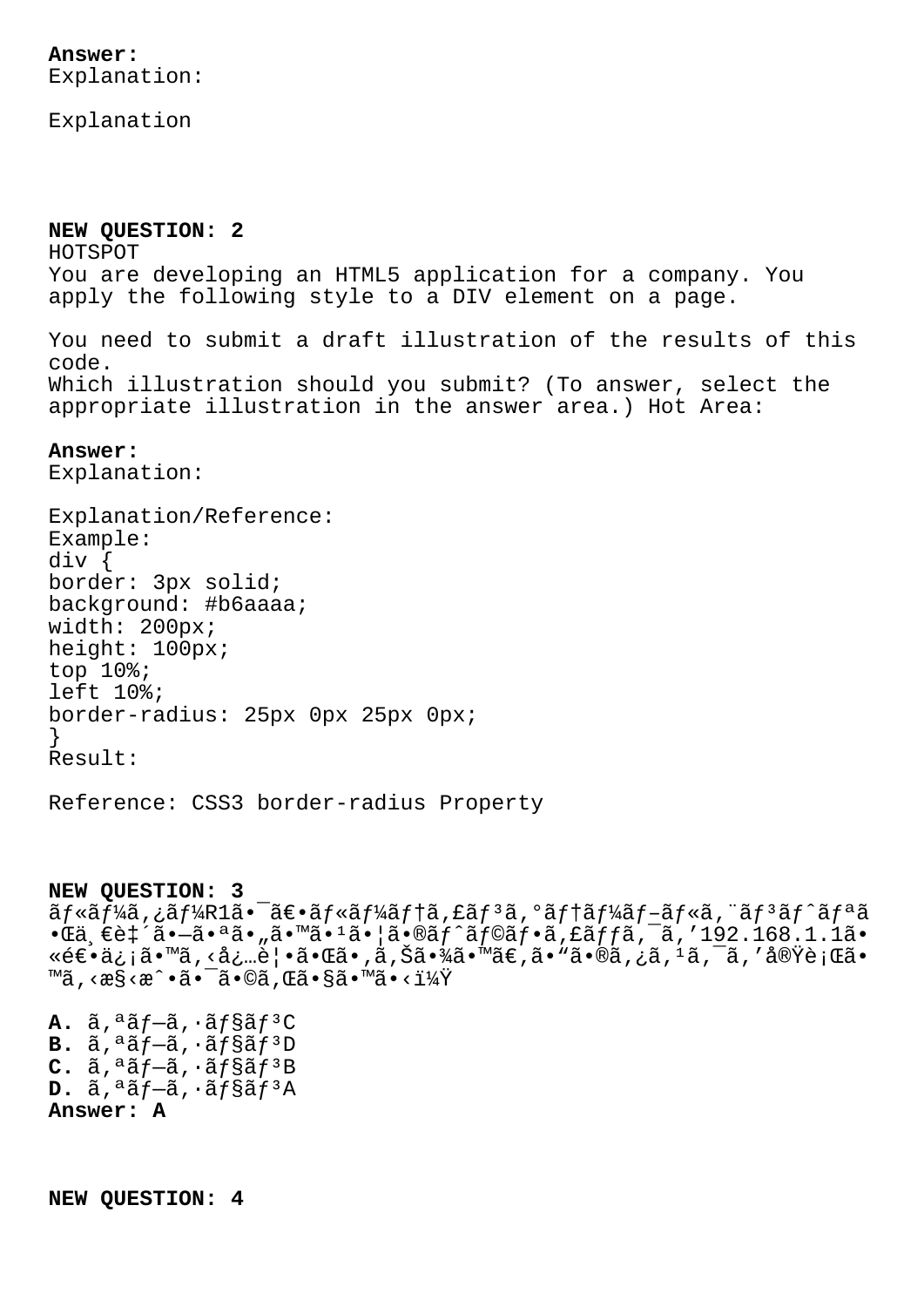**Answer:**
Explanation:

Explanation

**NEW QUESTION: 2**
HOTSPOT
You are developing an HTML5 application for a company. You apply the following style to a DIV element on a page.

You need to submit a draft illustration of the results of this code.
Which illustration should you submit? (To answer, select the appropriate illustration in the answer area.) Hot Area:

**Answer:**
Explanation:

Explanation/Reference:
Example:

```
div {
border: 3px solid;
background: #b6aaaa;
width: 200px;
height: 100px;
top 10%;
left 10%;
border-radius: 25px 0px 25px 0px;
}
```

Result:

Reference: CSS3 border-radius Property

**NEW QUESTION: 3**
ãƒ«ãƒ¼ã‚¿ãƒ¼R1ã•¯ã€•ãƒ«ãƒ¼ãƒ†ã‚£ãƒ³ã‚°ãƒ†ãƒ¼ãƒ–ãƒ«ã‚¨ãƒ³ãƒˆãƒªã•Œä¸€è‡´ã•—ã•ªã•„ã•™ã•¹ã•¦ã•®ãƒˆãƒ©ãƒ•ã‚£ãƒƒã‚¯ã‚'192.168.1.1ã•«é€•ä¿¡ã•™ã‚‹å¿…è¦•ã•Œã•,ã‚Šã•¾ã•™ã€,ã•"ã•®ã‚¿ã,¹ã,¯ã,'å®Ÿè¡Œã•™ã,‹æ§‹æˆ•ã•¯ã•©ã,Œã•§ã•™ã•‹ï¼Ÿ

**A.** ã,ªãƒ—ã,·ãƒ§ãƒ³C
**B.** ã,ªãƒ—ã,·ãƒ§ãƒ³D
**C.** ã,ªãƒ—ã,·ãƒ§ãƒ³B
**D.** ã,ªãƒ—ã,·ãƒ§ãƒ³A
**Answer: A**

**NEW QUESTION: 4**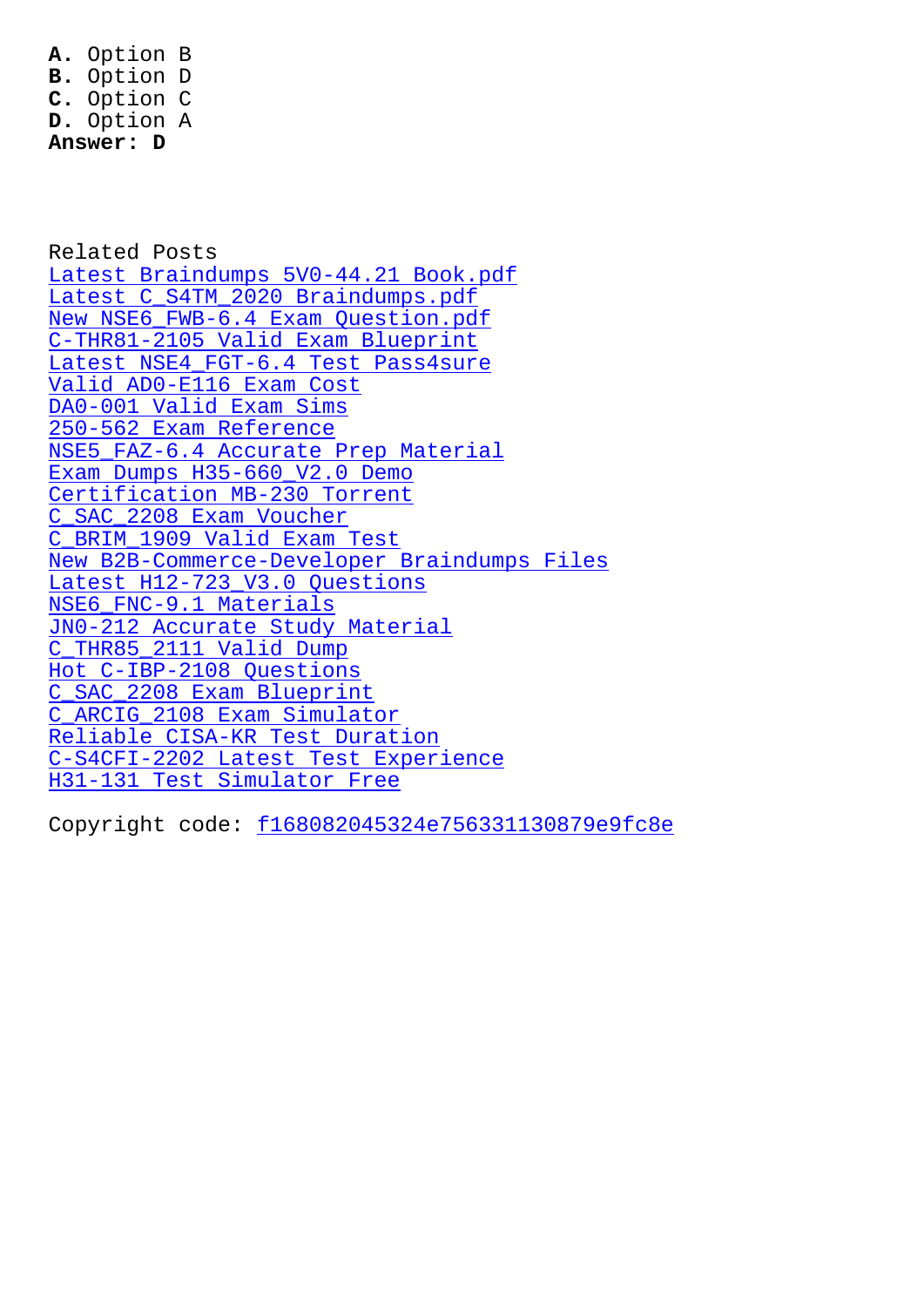**A.** Option B
**B.** Option D
**C.** Option C
**D.** Option A
**Answer: D**

Related Posts
Latest Braindumps 5V0-44.21 Book.pdf
Latest C_S4TM_2020 Braindumps.pdf
New NSE6_FWB-6.4 Exam Question.pdf
C-THR81-2105 Valid Exam Blueprint
Latest NSE4_FGT-6.4 Test Pass4sure
Valid AD0-E116 Exam Cost
DA0-001 Valid Exam Sims
250-562 Exam Reference
NSE5_FAZ-6.4 Accurate Prep Material
Exam Dumps H35-660_V2.0 Demo
Certification MB-230 Torrent
C_SAC_2208 Exam Voucher
C_BRIM_1909 Valid Exam Test
New B2B-Commerce-Developer Braindumps Files
Latest H12-723_V3.0 Questions
NSE6_FNC-9.1 Materials
JN0-212 Accurate Study Material
C_THR85_2111 Valid Dump
Hot C-IBP-2108 Questions
C_SAC_2208 Exam Blueprint
C_ARCIG_2108 Exam Simulator
Reliable CISA-KR Test Duration
C-S4CFI-2202 Latest Test Experience
H31-131 Test Simulator Free

Copyright code: f168082045324e756331130879e9fc8e